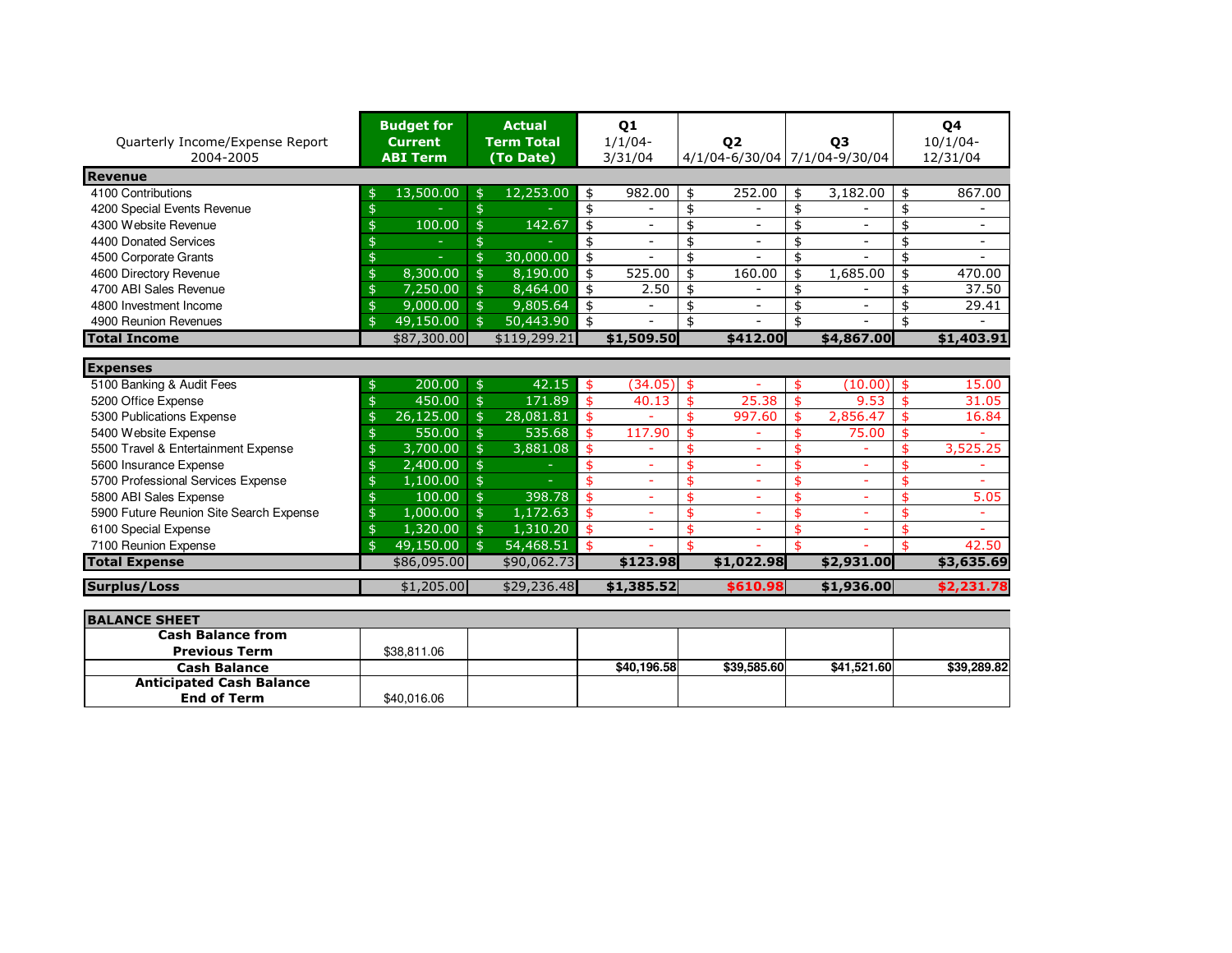| Quarterly Income/Expense Report 2004-2005 | Budget for Current ABI Term | Actual Term Total (To Date) | Q1 1/1/04-3/31/04 | Q2 4/1/04-6/30/04 | Q3 7/1/04-9/30/04 | Q4 10/1/04-12/31/04 |
|---|---|---|---|---|---|---|
| **Revenue** | | | | | | |
| 4100 Contributions | $ 13,500.00 | $ 12,253.00 | $ 982.00 | $ 252.00 | $ 3,182.00 | $ 867.00 |
| 4200 Special Events Revenue | $ - | $ - | $ - | $ - | $ - | $ - |
| 4300 Website Revenue | $ 100.00 | $ 142.67 | $ - | $ - | $ - | $ - |
| 4400 Donated Services | $ - | $ - | $ - | $ - | $ - | $ - |
| 4500 Corporate Grants | $ - | $ 30,000.00 | $ - | $ - | $ - | $ - |
| 4600 Directory Revenue | $ 8,300.00 | $ 8,190.00 | $ 525.00 | $ 160.00 | $ 1,685.00 | $ 470.00 |
| 4700 ABI Sales Revenue | $ 7,250.00 | $ 8,464.00 | $ 2.50 | $ - | $ - | $ 37.50 |
| 4800 Investment Income | $ 9,000.00 | $ 9,805.64 | $ - | $ - | $ - | $ 29.41 |
| 4900 Reunion Revenues | $ 49,150.00 | $ 50,443.90 | $ - | $ - | $ - | $ - |
| **Total Income** | $87,300.00 | $119,299.21 | **$1,509.50** | **$412.00** | **$4,867.00** | **$1,403.91** |
| **Expenses** | | | | | | |
| 5100 Banking & Audit Fees | $ 200.00 | $ 42.15 | $ (34.05) | $ - | $ (10.00) | $ 15.00 |
| 5200 Office Expense | $ 450.00 | $ 171.89 | $ 40.13 | $ 25.38 | $ 9.53 | $ 31.05 |
| 5300 Publications Expense | $ 26,125.00 | $ 28,081.81 | $ - | $ 997.60 | $ 2,856.47 | $ 16.84 |
| 5400 Website Expense | $ 550.00 | $ 535.68 | $ 117.90 | $ - | $ 75.00 | $ - |
| 5500 Travel & Entertainment Expense | $ 3,700.00 | $ 3,881.08 | $ - | $ - | $ - | $ 3,525.25 |
| 5600 Insurance Expense | $ 2,400.00 | $ - | $ - | $ - | $ - | $ - |
| 5700 Professional Services Expense | $ 1,100.00 | $ - | $ - | $ - | $ - | $ - |
| 5800 ABI Sales Expense | $ 100.00 | $ 398.78 | $ - | $ - | $ - | $ 5.05 |
| 5900 Future Reunion Site Search Expense | $ 1,000.00 | $ 1,172.63 | $ - | $ - | $ - | $ - |
| 6100 Special Expense | $ 1,320.00 | $ 1,310.20 | $ - | $ - | $ - | $ - |
| 7100 Reunion Expense | $ 49,150.00 | $ 54,468.51 | $ - | $ - | $ - | $ 42.50 |
| **Total Expense** | $86,095.00 | $90,062.73 | **$123.98** | **$1,022.98** | **$2,931.00** | **$3,635.69** |
| **Surplus/Loss** | $1,205.00 | $29,236.48 | **$1,385.52** | **$610.98** | **$1,936.00** | **$2,231.78** |

| **BALANCE SHEET** | | | | | | |
|---|---|---|---|---|---|---|
| **Cash Balance from Previous Term** | $38,811.06 | | | | | |
| **Cash Balance** | | | $40,196.58 | $39,585.60 | $41,521.60 | $39,289.82 |
| **Anticipated Cash Balance End of Term** | $40,016.06 | | | | | |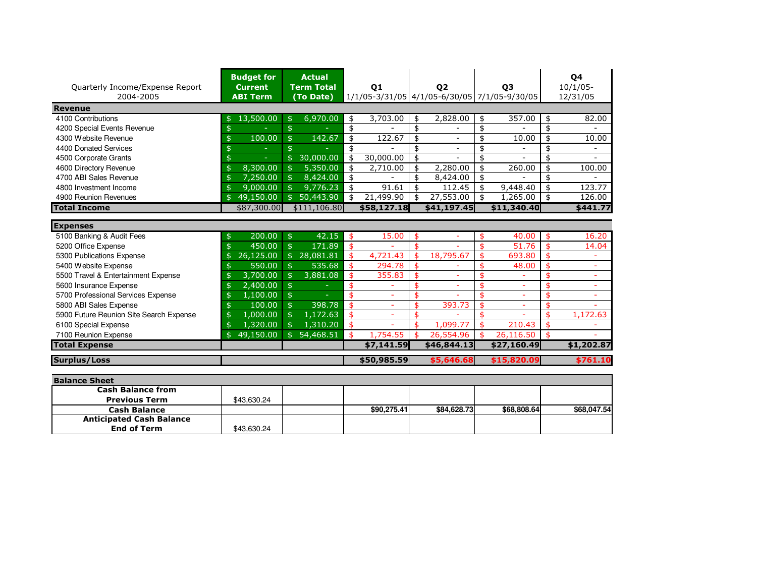| Quarterly Income/Expense Report 2004-2005 | Budget for Current ABI Term | Actual Term Total (To Date) | Q1 1/1/05-3/31/05 | Q2 4/1/05-6/30/05 | Q3 7/1/05-9/30/05 | Q4 10/1/05-12/31/05 |
|---|---|---|---|---|---|---|
| **Revenue** | | | | | | |
| 4100 Contributions | $ 13,500.00 | $ 6,970.00 | $ 3,703.00 | $ 2,828.00 | $ 357.00 | $ 82.00 |
| 4200 Special Events Revenue | $ - | $ - | $ - | $ - | $ - | $ - |
| 4300 Website Revenue | $ 100.00 | $ 142.67 | $ 122.67 | $ - | $ 10.00 | $ 10.00 |
| 4400 Donated Services | $ - | $ - | $ - | $ - | $ - | $ - |
| 4500 Corporate Grants | $ - | $ 30,000.00 | $ 30,000.00 | $ - | $ - | $ - |
| 4600 Directory Revenue | $ 8,300.00 | $ 5,350.00 | $ 2,710.00 | $ 2,280.00 | $ 260.00 | $ 100.00 |
| 4700 ABI Sales Revenue | $ 7,250.00 | $ 8,424.00 | $ - | $ 8,424.00 | $ - | $ - |
| 4800 Investment Income | $ 9,000.00 | $ 9,776.23 | $ 91.61 | $ 112.45 | $ 9,448.40 | $ 123.77 |
| 4900 Reunion Revenues | $ 49,150.00 | $ 50,443.90 | $ 21,499.90 | $ 27,553.00 | $ 1,265.00 | $ 126.00 |
| **Total Income** | $87,300.00 | $111,106.80 | **$58,127.18** | **$41,197.45** | **$11,340.40** | **$441.77** |
| **Expenses** | | | | | | |
| 5100 Banking & Audit Fees | $ 200.00 | $ 42.15 | $ 15.00 | $ - | $ 40.00 | $ 16.20 |
| 5200 Office Expense | $ 450.00 | $ 171.89 | $ - | $ - | $ 51.76 | $ 14.04 |
| 5300 Publications Expense | $ 26,125.00 | $ 28,081.81 | $ 4,721.43 | $ 18,795.67 | $ 693.80 | $ - |
| 5400 Website Expense | $ 550.00 | $ 535.68 | $ 294.78 | $ - | $ 48.00 | $ - |
| 5500 Travel & Entertainment Expense | $ 3,700.00 | $ 3,881.08 | $ 355.83 | $ - | $ - | $ - |
| 5600 Insurance Expense | $ 2,400.00 | $ - | $ - | $ - | $ - | $ - |
| 5700 Professional Services Expense | $ 1,100.00 | $ - | $ - | $ - | $ - | $ - |
| 5800 ABI Sales Expense | $ 100.00 | $ 398.78 | $ - | $ 393.73 | $ - | $ - |
| 5900 Future Reunion Site Search Expense | $ 1,000.00 | $ 1,172.63 | $ - | $ - | $ - | $ 1,172.63 |
| 6100 Special Expense | $ 1,320.00 | $ 1,310.20 | $ - | $ 1,099.77 | $ 210.43 | $ - |
| 7100 Reunion Expense | $ 49,150.00 | $ 54,468.51 | $ 1,754.55 | $ 26,554.96 | $ 26,116.50 | $ - |
| **Total Expense** | | | **$7,141.59** | **$46,844.13** | **$27,160.49** | **$1,202.87** |
| **Surplus/Loss** | | | **$50,985.59** | **$5,646.68** | **$15,820.09** | **$761.10** |
| **Balance Sheet** | | | | | | |
| **Cash Balance from Previous Term** | $43,630.24 | | | | | |
| **Cash Balance** | | | $90,275.41 | $84,628.73 | $68,808.64 | $68,047.54 |
| **Anticipated Cash Balance End of Term** | $43,630.24 | | | | | |